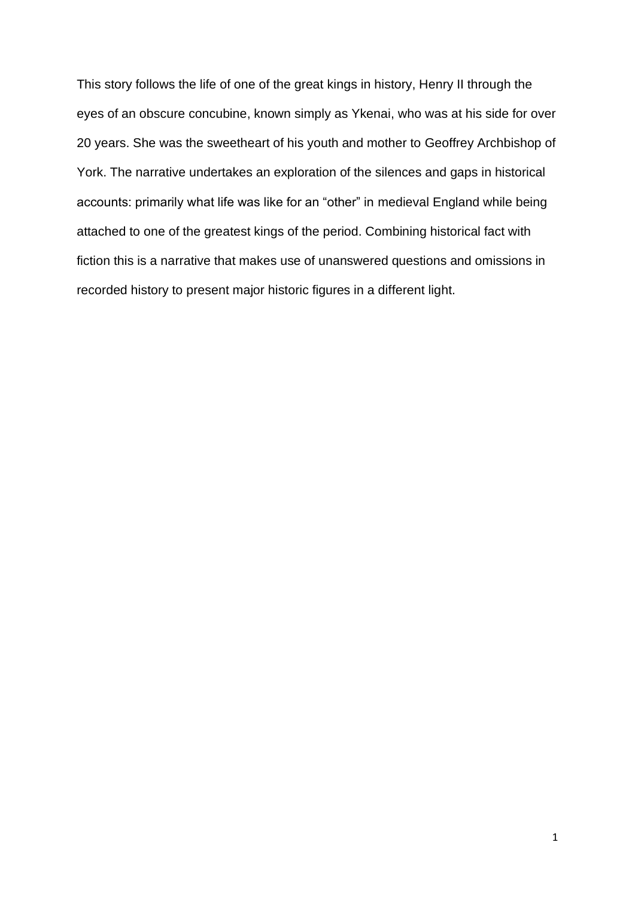This story follows the life of one of the great kings in history, Henry II through the eyes of an obscure concubine, known simply as Ykenai, who was at his side for over 20 years. She was the sweetheart of his youth and mother to Geoffrey Archbishop of York. The narrative undertakes an exploration of the silences and gaps in historical accounts: primarily what life was like for an "other" in medieval England while being attached to one of the greatest kings of the period. Combining historical fact with fiction this is a narrative that makes use of unanswered questions and omissions in recorded history to present major historic figures in a different light.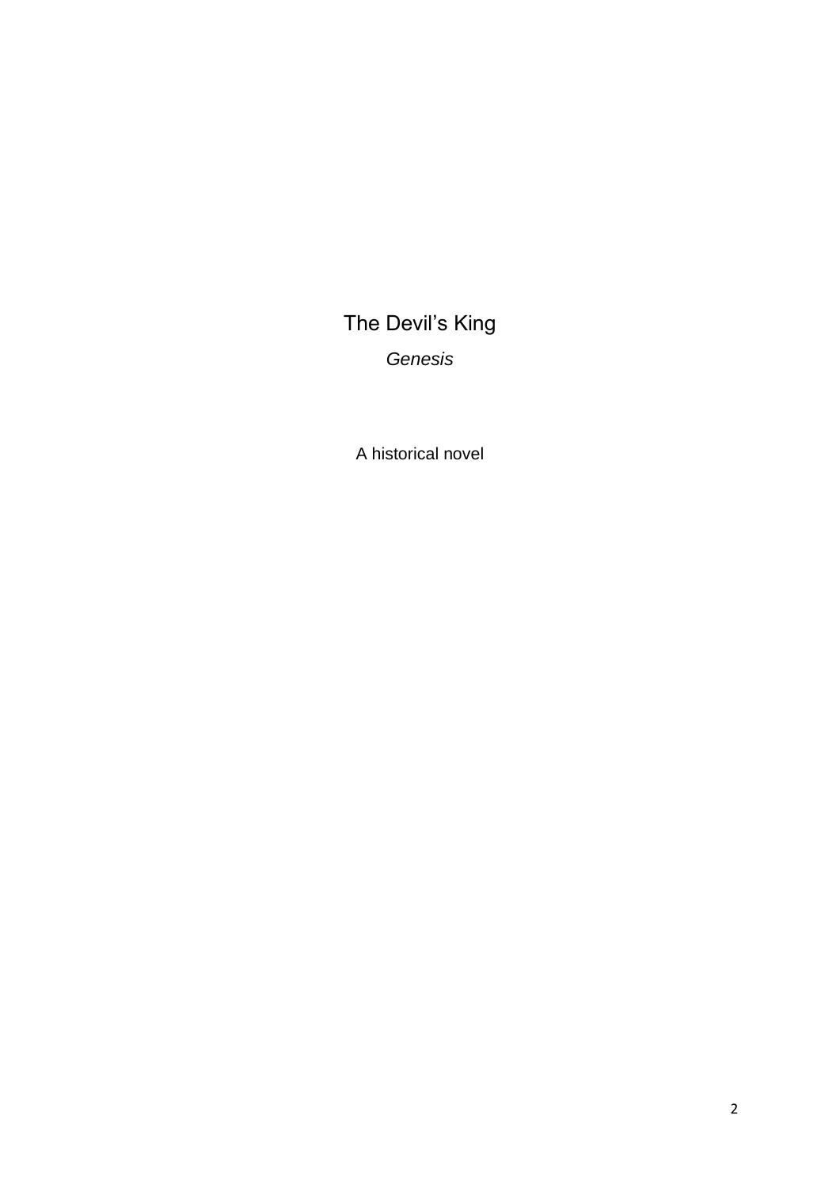# The Devil's King

*Genesis*

A historical novel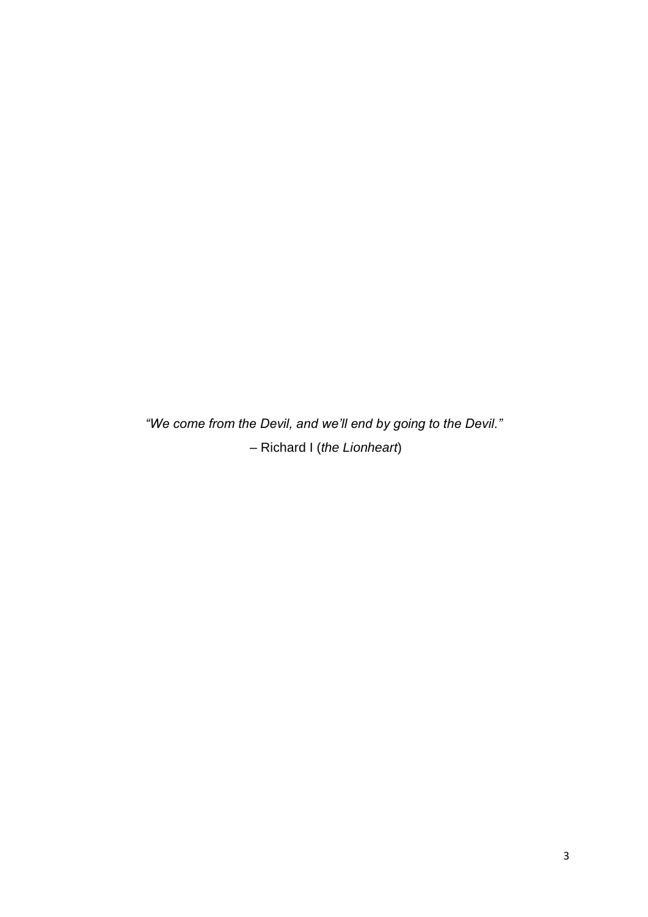*“We come from the Devil, and we’ll end by going to the Devil.”*

– Richard I (*the Lionheart*)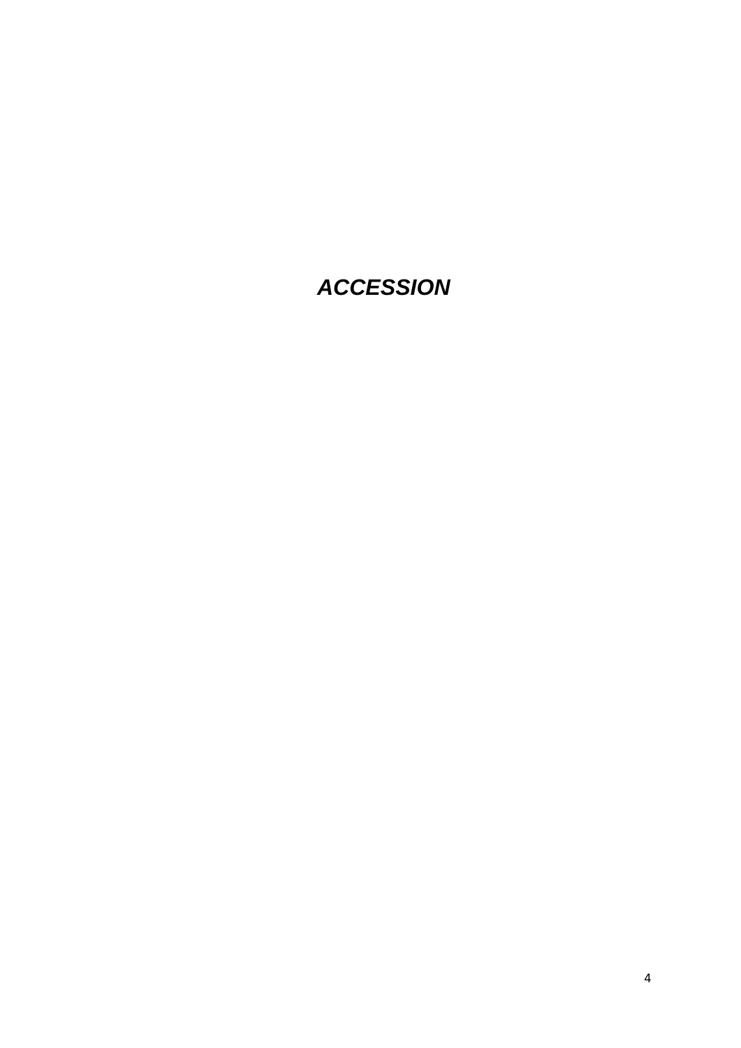# ***ACCESSION***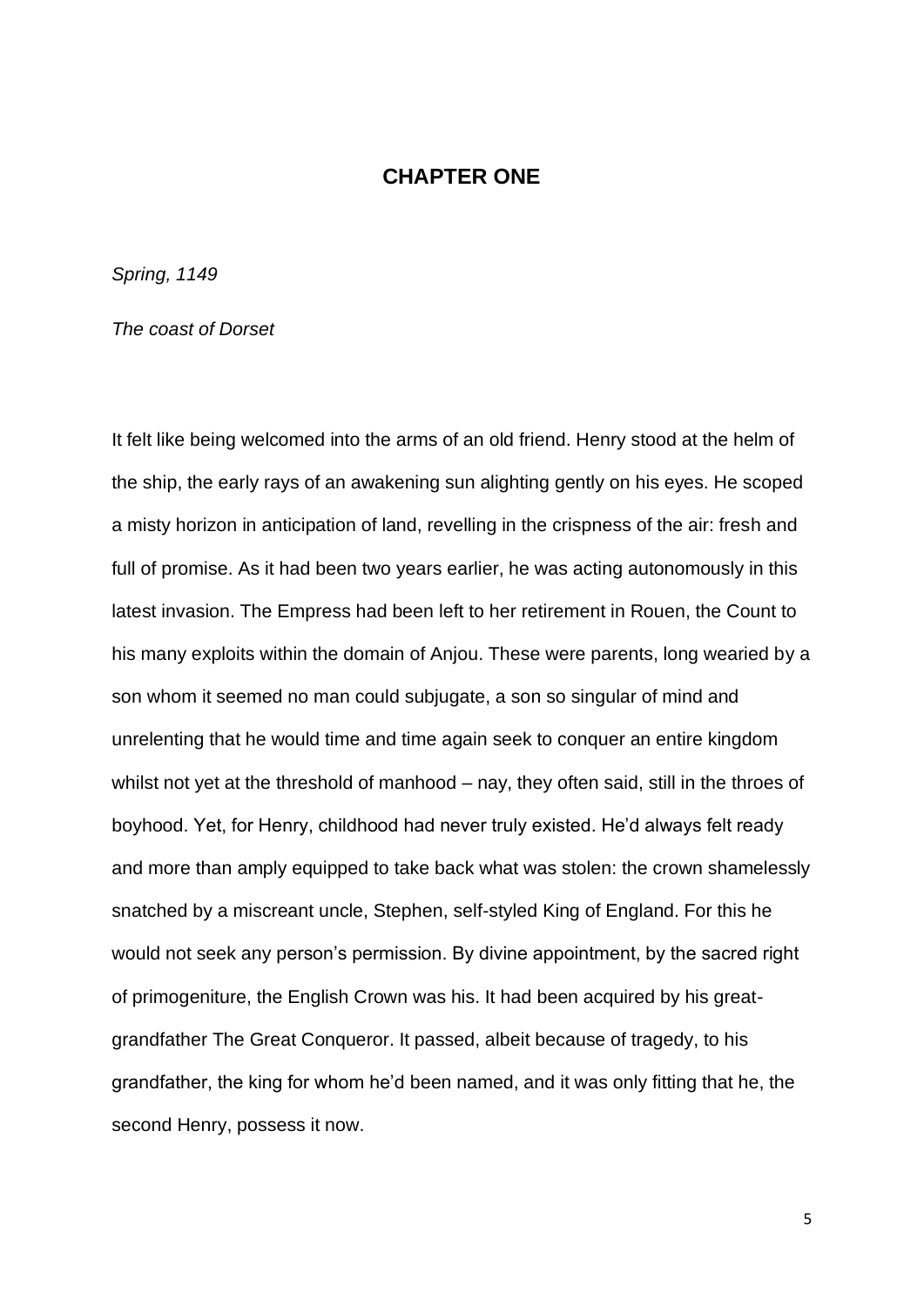# CHAPTER ONE

*Spring, 1149*

*The coast of Dorset*

It felt like being welcomed into the arms of an old friend. Henry stood at the helm of the ship, the early rays of an awakening sun alighting gently on his eyes. He scoped a misty horizon in anticipation of land, revelling in the crispness of the air: fresh and full of promise. As it had been two years earlier, he was acting autonomously in this latest invasion. The Empress had been left to her retirement in Rouen, the Count to his many exploits within the domain of Anjou. These were parents, long wearied by a son whom it seemed no man could subjugate, a son so singular of mind and unrelenting that he would time and time again seek to conquer an entire kingdom whilst not yet at the threshold of manhood – nay, they often said, still in the throes of boyhood. Yet, for Henry, childhood had never truly existed. He'd always felt ready and more than amply equipped to take back what was stolen: the crown shamelessly snatched by a miscreant uncle, Stephen, self-styled King of England. For this he would not seek any person's permission. By divine appointment, by the sacred right of primogeniture, the English Crown was his. It had been acquired by his great-grandfather The Great Conqueror. It passed, albeit because of tragedy, to his grandfather, the king for whom he'd been named, and it was only fitting that he, the second Henry, possess it now.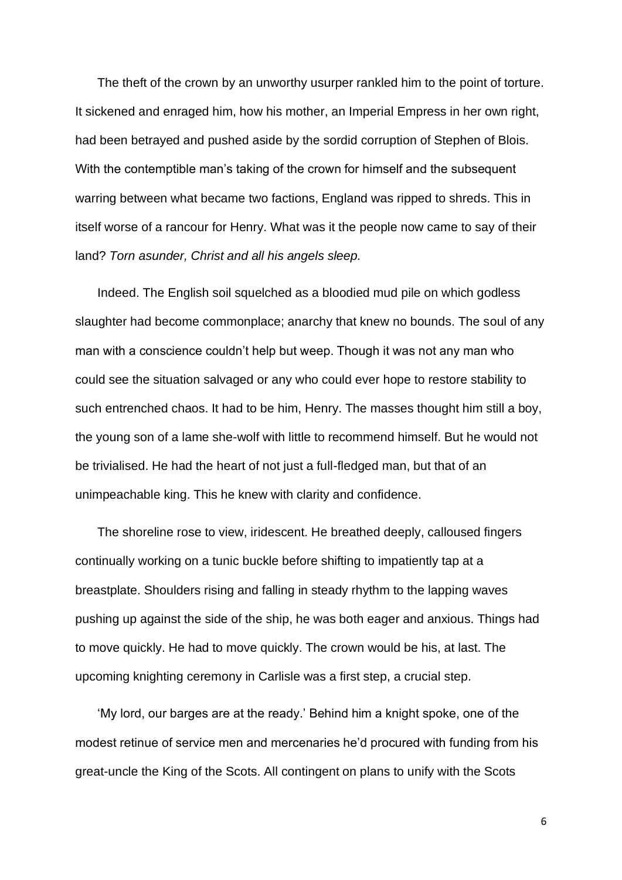The theft of the crown by an unworthy usurper rankled him to the point of torture. It sickened and enraged him, how his mother, an Imperial Empress in her own right, had been betrayed and pushed aside by the sordid corruption of Stephen of Blois. With the contemptible man's taking of the crown for himself and the subsequent warring between what became two factions, England was ripped to shreds. This in itself worse of a rancour for Henry. What was it the people now came to say of their land? *Torn asunder, Christ and all his angels sleep.*

Indeed. The English soil squelched as a bloodied mud pile on which godless slaughter had become commonplace; anarchy that knew no bounds. The soul of any man with a conscience couldn't help but weep. Though it was not any man who could see the situation salvaged or any who could ever hope to restore stability to such entrenched chaos. It had to be him, Henry. The masses thought him still a boy, the young son of a lame she-wolf with little to recommend himself. But he would not be trivialised. He had the heart of not just a full-fledged man, but that of an unimpeachable king. This he knew with clarity and confidence.

The shoreline rose to view, iridescent. He breathed deeply, calloused fingers continually working on a tunic buckle before shifting to impatiently tap at a breastplate. Shoulders rising and falling in steady rhythm to the lapping waves pushing up against the side of the ship, he was both eager and anxious. Things had to move quickly. He had to move quickly. The crown would be his, at last. The upcoming knighting ceremony in Carlisle was a first step, a crucial step.

'My lord, our barges are at the ready.' Behind him a knight spoke, one of the modest retinue of service men and mercenaries he'd procured with funding from his great-uncle the King of the Scots. All contingent on plans to unify with the Scots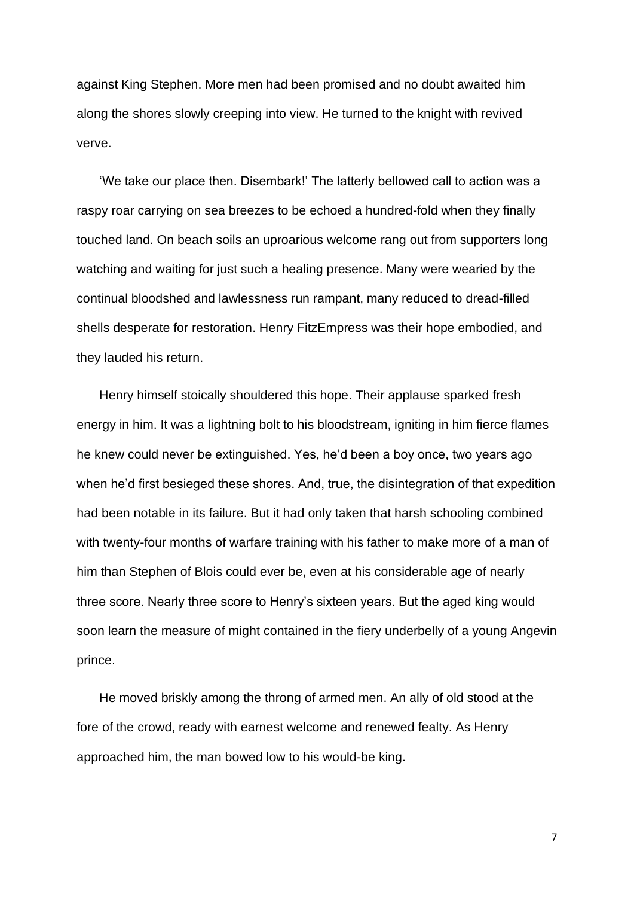against King Stephen. More men had been promised and no doubt awaited him along the shores slowly creeping into view. He turned to the knight with revived verve.

'We take our place then. Disembark!' The latterly bellowed call to action was a raspy roar carrying on sea breezes to be echoed a hundred-fold when they finally touched land. On beach soils an uproarious welcome rang out from supporters long watching and waiting for just such a healing presence. Many were wearied by the continual bloodshed and lawlessness run rampant, many reduced to dread-filled shells desperate for restoration. Henry FitzEmpress was their hope embodied, and they lauded his return.

Henry himself stoically shouldered this hope. Their applause sparked fresh energy in him. It was a lightning bolt to his bloodstream, igniting in him fierce flames he knew could never be extinguished. Yes, he'd been a boy once, two years ago when he'd first besieged these shores. And, true, the disintegration of that expedition had been notable in its failure. But it had only taken that harsh schooling combined with twenty-four months of warfare training with his father to make more of a man of him than Stephen of Blois could ever be, even at his considerable age of nearly three score. Nearly three score to Henry's sixteen years. But the aged king would soon learn the measure of might contained in the fiery underbelly of a young Angevin prince.

He moved briskly among the throng of armed men. An ally of old stood at the fore of the crowd, ready with earnest welcome and renewed fealty. As Henry approached him, the man bowed low to his would-be king.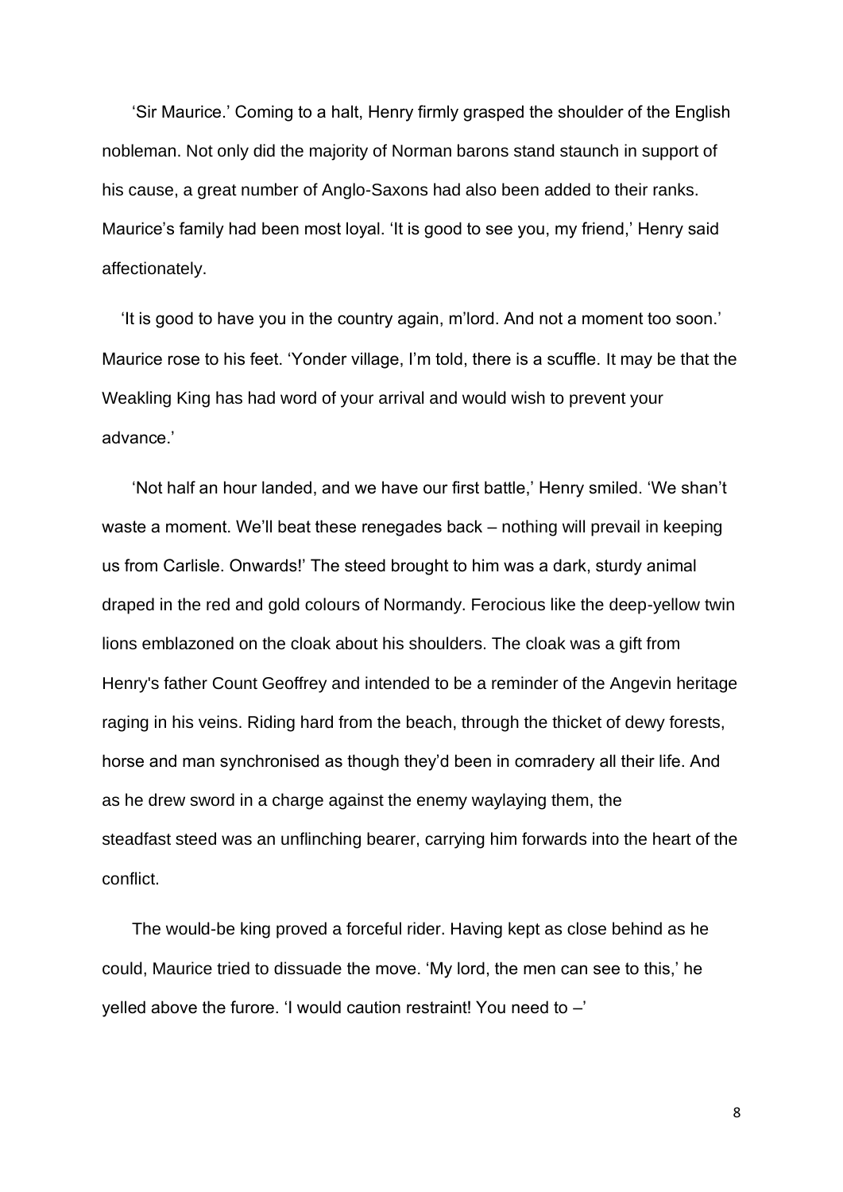'Sir Maurice.' Coming to a halt, Henry firmly grasped the shoulder of the English nobleman. Not only did the majority of Norman barons stand staunch in support of his cause, a great number of Anglo-Saxons had also been added to their ranks. Maurice's family had been most loyal. 'It is good to see you, my friend,' Henry said affectionately.

'It is good to have you in the country again, m'lord. And not a moment too soon.' Maurice rose to his feet. 'Yonder village, I'm told, there is a scuffle. It may be that the Weakling King has had word of your arrival and would wish to prevent your advance.'

'Not half an hour landed, and we have our first battle,' Henry smiled. 'We shan't waste a moment. We'll beat these renegades back – nothing will prevail in keeping us from Carlisle. Onwards!' The steed brought to him was a dark, sturdy animal draped in the red and gold colours of Normandy. Ferocious like the deep-yellow twin lions emblazoned on the cloak about his shoulders. The cloak was a gift from Henry's father Count Geoffrey and intended to be a reminder of the Angevin heritage raging in his veins. Riding hard from the beach, through the thicket of dewy forests, horse and man synchronised as though they'd been in comradery all their life. And as he drew sword in a charge against the enemy waylaying them, the steadfast steed was an unflinching bearer, carrying him forwards into the heart of the conflict.

The would-be king proved a forceful rider. Having kept as close behind as he could, Maurice tried to dissuade the move. 'My lord, the men can see to this,' he yelled above the furore. 'I would caution restraint! You need to –'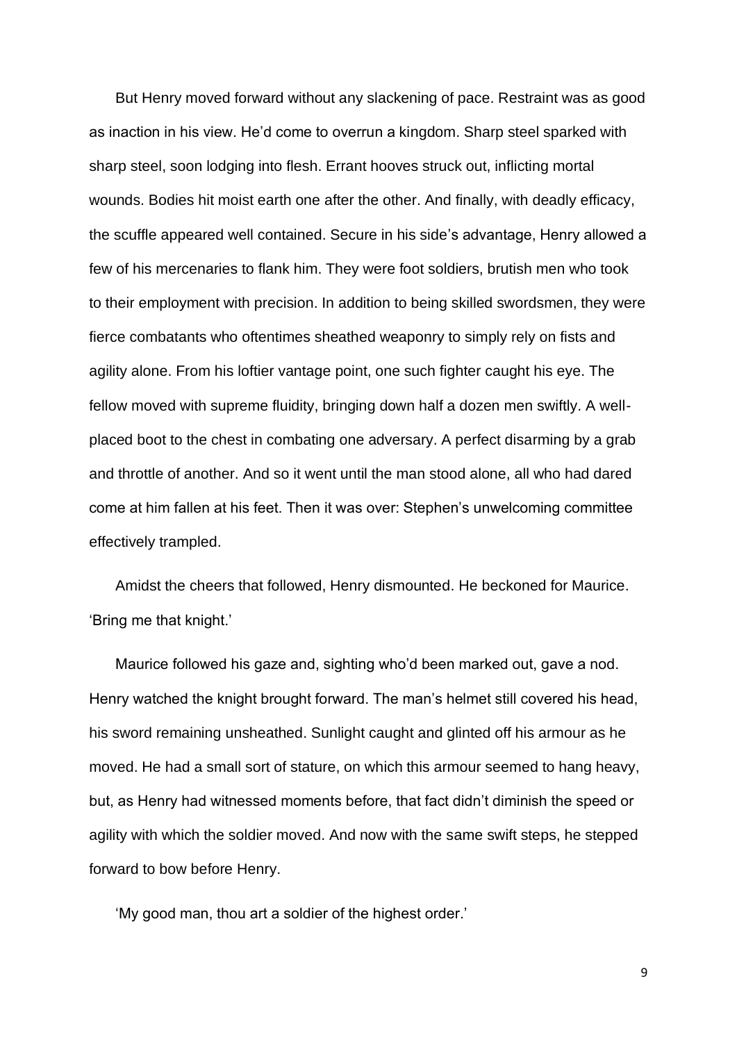But Henry moved forward without any slackening of pace. Restraint was as good as inaction in his view. He'd come to overrun a kingdom. Sharp steel sparked with sharp steel, soon lodging into flesh. Errant hooves struck out, inflicting mortal wounds. Bodies hit moist earth one after the other. And finally, with deadly efficacy, the scuffle appeared well contained. Secure in his side's advantage, Henry allowed a few of his mercenaries to flank him. They were foot soldiers, brutish men who took to their employment with precision. In addition to being skilled swordsmen, they were fierce combatants who oftentimes sheathed weaponry to simply rely on fists and agility alone. From his loftier vantage point, one such fighter caught his eye. The fellow moved with supreme fluidity, bringing down half a dozen men swiftly. A well-placed boot to the chest in combating one adversary. A perfect disarming by a grab and throttle of another. And so it went until the man stood alone, all who had dared come at him fallen at his feet. Then it was over: Stephen's unwelcoming committee effectively trampled.

Amidst the cheers that followed, Henry dismounted. He beckoned for Maurice. 'Bring me that knight.'

Maurice followed his gaze and, sighting who'd been marked out, gave a nod. Henry watched the knight brought forward. The man's helmet still covered his head, his sword remaining unsheathed. Sunlight caught and glinted off his armour as he moved. He had a small sort of stature, on which this armour seemed to hang heavy, but, as Henry had witnessed moments before, that fact didn't diminish the speed or agility with which the soldier moved. And now with the same swift steps, he stepped forward to bow before Henry.

'My good man, thou art a soldier of the highest order.'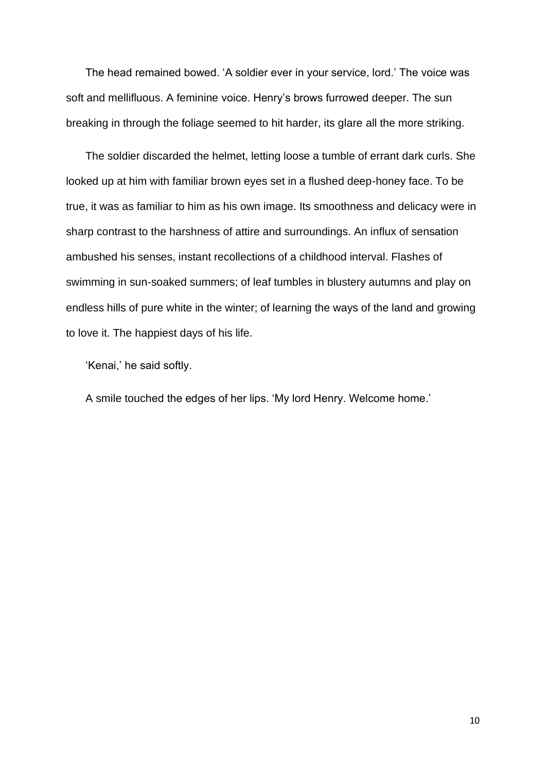The head remained bowed. 'A soldier ever in your service, lord.' The voice was soft and mellifluous. A feminine voice. Henry's brows furrowed deeper. The sun breaking in through the foliage seemed to hit harder, its glare all the more striking.

The soldier discarded the helmet, letting loose a tumble of errant dark curls. She looked up at him with familiar brown eyes set in a flushed deep-honey face. To be true, it was as familiar to him as his own image. Its smoothness and delicacy were in sharp contrast to the harshness of attire and surroundings. An influx of sensation ambushed his senses, instant recollections of a childhood interval. Flashes of swimming in sun-soaked summers; of leaf tumbles in blustery autumns and play on endless hills of pure white in the winter; of learning the ways of the land and growing to love it. The happiest days of his life.

'Kenai,' he said softly.

A smile touched the edges of her lips. 'My lord Henry. Welcome home.'